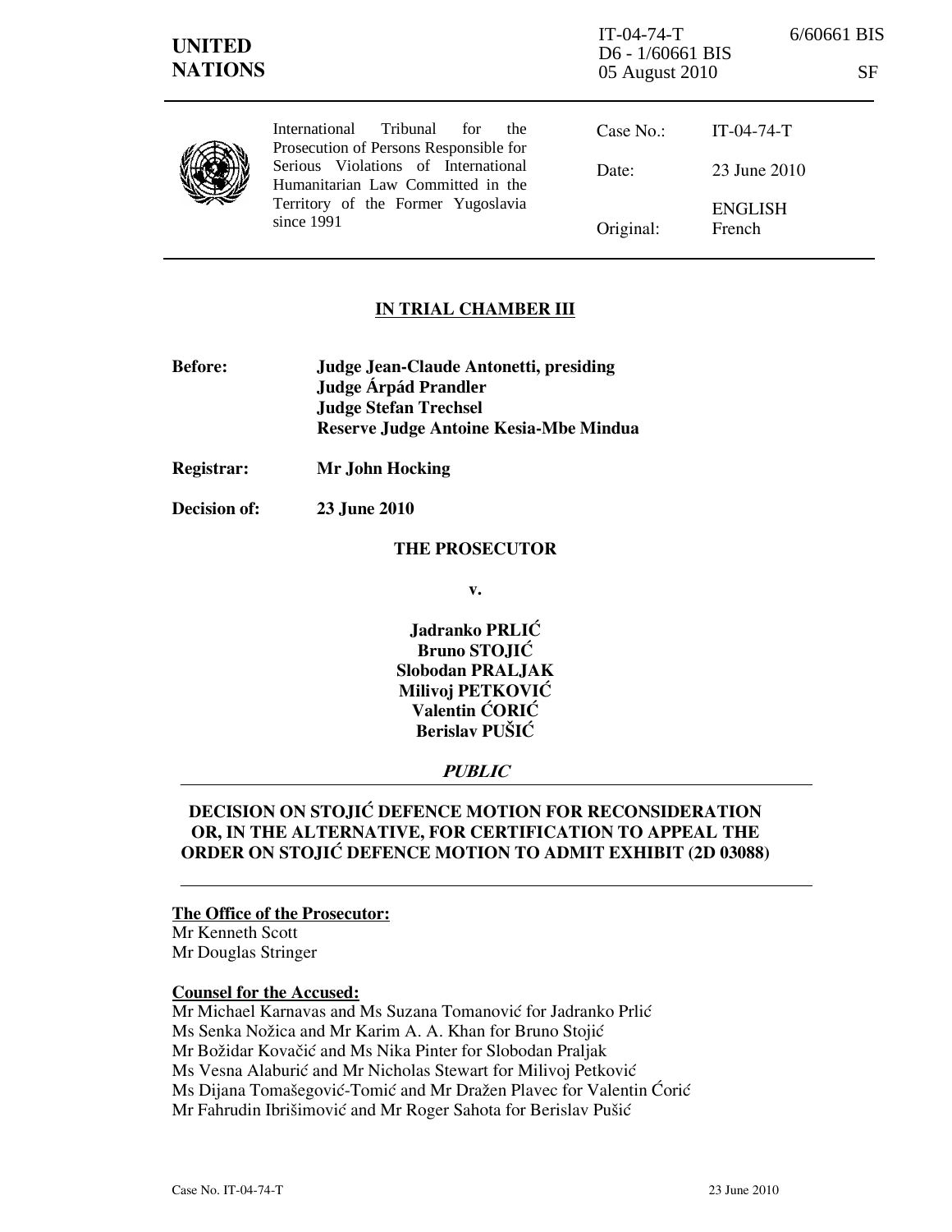IT-04-74-T 6/60661 BIS
D6 - 1/60661 BIS
05 August 2010 SF

**UNITED NATIONS**

International Tribunal for the Prosecution of Persons Responsible for Serious Violations of International Humanitarian Law Committed in the Territory of the Former Yugoslavia since 1991

| | |
|---|---|
| Case No.: | IT-04-74-T |
| Date: | 23 June 2010 |
| Original: | ENGLISH French |

**IN TRIAL CHAMBER III**

**Before:** **Judge Jean-Claude Antonetti, presiding**
**Judge Árpád Prandler**
**Judge Stefan Trechsel**
**Reserve Judge Antoine Kesia-Mbe Mindua**

**Registrar:** **Mr John Hocking**

**Decision of:** **23 June 2010**

**THE PROSECUTOR**

**v.**

**Jadranko PRLIĆ**
**Bruno STOJIĆ**
**Slobodan PRALJAK**
**Milivoj PETKOVIĆ**
**Valentin ĆORIĆ**
**Berislav PUŠIĆ**

***PUBLIC***

**DECISION ON STOJIĆ DEFENCE MOTION FOR RECONSIDERATION OR, IN THE ALTERNATIVE, FOR CERTIFICATION TO APPEAL THE ORDER ON STOJIĆ DEFENCE MOTION TO ADMIT EXHIBIT (2D 03088)**

**The Office of the Prosecutor:**
Mr Kenneth Scott
Mr Douglas Stringer

**Counsel for the Accused:**
Mr Michael Karnavas and Ms Suzana Tomanović for Jadranko Prlić
Ms Senka Nožica and Mr Karim A. A. Khan for Bruno Stojić
Mr Božidar Kovačić and Ms Nika Pinter for Slobodan Praljak
Ms Vesna Alaburić and Mr Nicholas Stewart for Milivoj Petković
Ms Dijana Tomašegović-Tomić and Mr Dražen Plavec for Valentin Ćorić
Mr Fahrudin Ibrišimović and Mr Roger Sahota for Berislav Pušić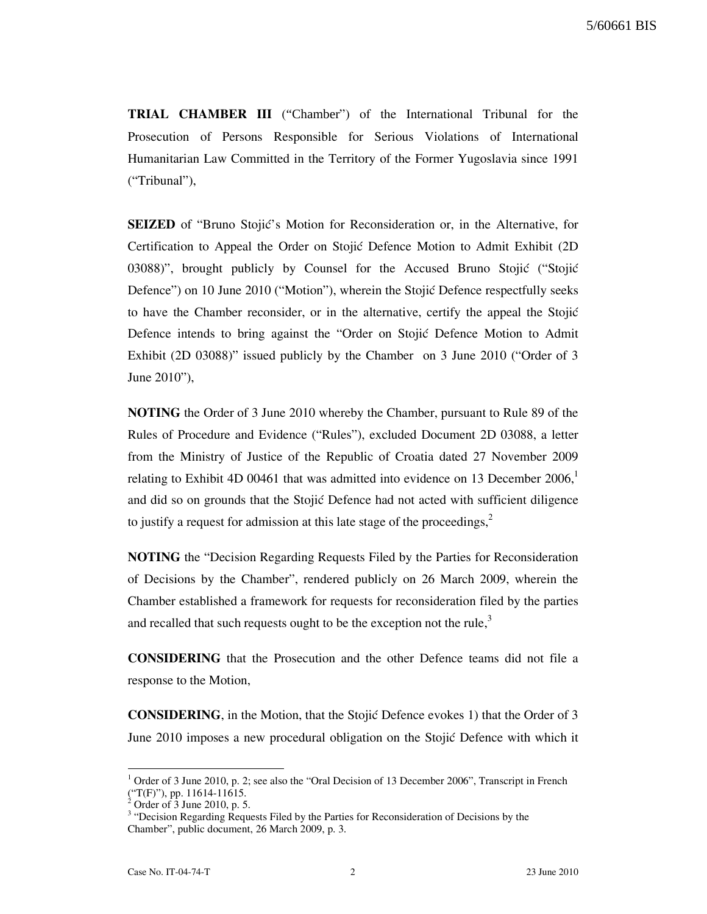**TRIAL CHAMBER III** ("Chamber") of the International Tribunal for the Prosecution of Persons Responsible for Serious Violations of International Humanitarian Law Committed in the Territory of the Former Yugoslavia since 1991 ("Tribunal"),

**SEIZED** of "Bruno Stojić's Motion for Reconsideration or, in the Alternative, for Certification to Appeal the Order on Stojić Defence Motion to Admit Exhibit (2D 03088)", brought publicly by Counsel for the Accused Bruno Stojić ("Stojić Defence") on 10 June 2010 ("Motion"), wherein the Stojić Defence respectfully seeks to have the Chamber reconsider, or in the alternative, certify the appeal the Stojić Defence intends to bring against the "Order on Stojić Defence Motion to Admit Exhibit (2D 03088)" issued publicly by the Chamber on 3 June 2010 ("Order of 3 June 2010"),

**NOTING** the Order of 3 June 2010 whereby the Chamber, pursuant to Rule 89 of the Rules of Procedure and Evidence ("Rules"), excluded Document 2D 03088, a letter from the Ministry of Justice of the Republic of Croatia dated 27 November 2009 relating to Exhibit 4D 00461 that was admitted into evidence on 13 December 2006,[1] and did so on grounds that the Stojić Defence had not acted with sufficient diligence to justify a request for admission at this late stage of the proceedings,[2]

**NOTING** the "Decision Regarding Requests Filed by the Parties for Reconsideration of Decisions by the Chamber", rendered publicly on 26 March 2009, wherein the Chamber established a framework for requests for reconsideration filed by the parties and recalled that such requests ought to be the exception not the rule,[3]

**CONSIDERING** that the Prosecution and the other Defence teams did not file a response to the Motion,

**CONSIDERING**, in the Motion, that the Stojić Defence evokes 1) that the Order of 3 June 2010 imposes a new procedural obligation on the Stojić Defence with which it

---

[1] Order of 3 June 2010, p. 2; see also the "Oral Decision of 13 December 2006", Transcript in French ("T(F)"), pp. 11614-11615.

[2] Order of 3 June 2010, p. 5.

[3] "Decision Regarding Requests Filed by the Parties for Reconsideration of Decisions by the Chamber", public document, 26 March 2009, p. 3.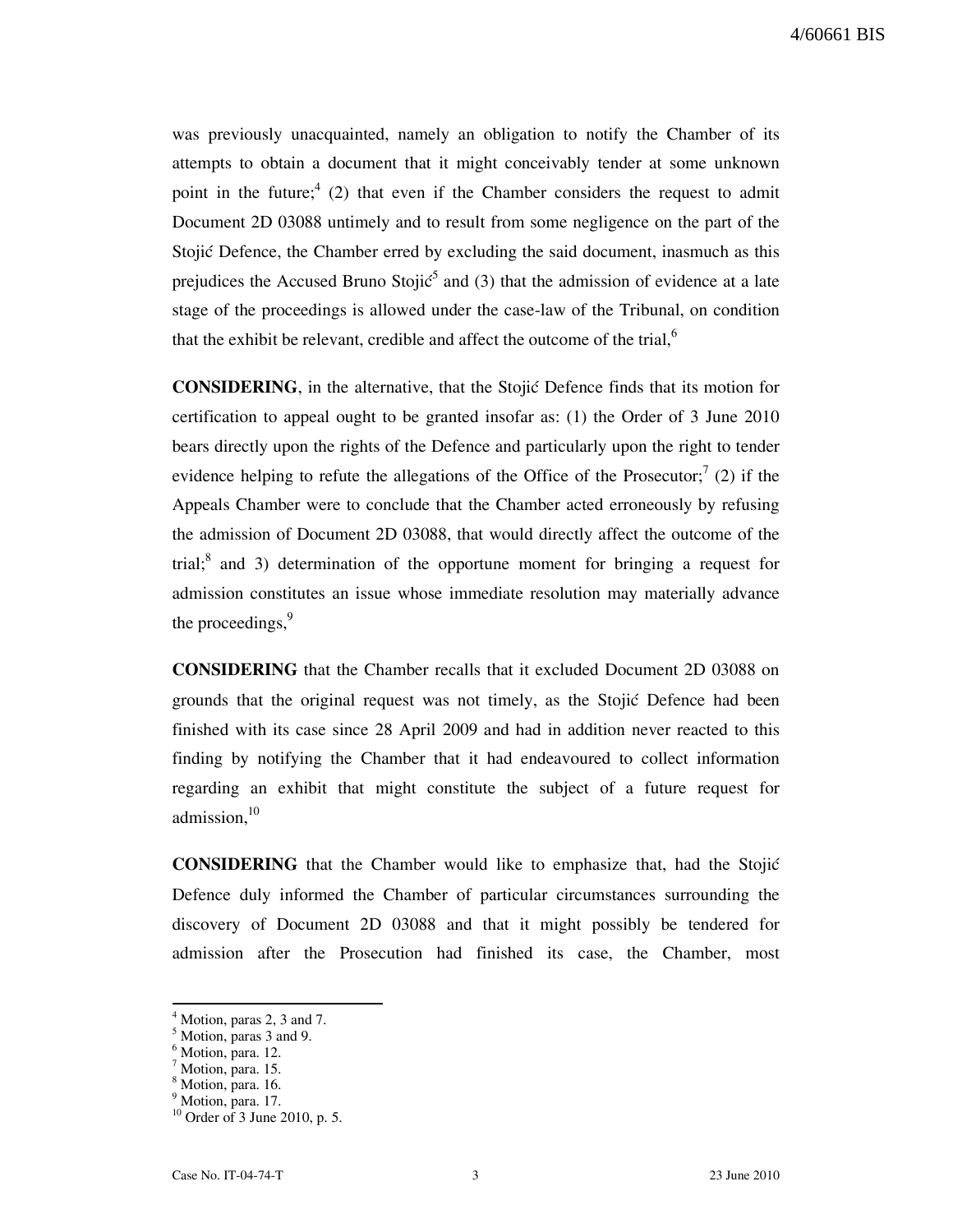was previously unacquainted, namely an obligation to notify the Chamber of its attempts to obtain a document that it might conceivably tender at some unknown point in the future;[4] (2) that even if the Chamber considers the request to admit Document 2D 03088 untimely and to result from some negligence on the part of the Stojić Defence, the Chamber erred by excluding the said document, inasmuch as this prejudices the Accused Bruno Stojić[5] and (3) that the admission of evidence at a late stage of the proceedings is allowed under the case-law of the Tribunal, on condition that the exhibit be relevant, credible and affect the outcome of the trial,[6]

**CONSIDERING**, in the alternative, that the Stojić Defence finds that its motion for certification to appeal ought to be granted insofar as: (1) the Order of 3 June 2010 bears directly upon the rights of the Defence and particularly upon the right to tender evidence helping to refute the allegations of the Office of the Prosecutor;[7] (2) if the Appeals Chamber were to conclude that the Chamber acted erroneously by refusing the admission of Document 2D 03088, that would directly affect the outcome of the trial;[8] and 3) determination of the opportune moment for bringing a request for admission constitutes an issue whose immediate resolution may materially advance the proceedings,[9]

**CONSIDERING** that the Chamber recalls that it excluded Document 2D 03088 on grounds that the original request was not timely, as the Stojić Defence had been finished with its case since 28 April 2009 and had in addition never reacted to this finding by notifying the Chamber that it had endeavoured to collect information regarding an exhibit that might constitute the subject of a future request for admission,[10]

**CONSIDERING** that the Chamber would like to emphasize that, had the Stojić Defence duly informed the Chamber of particular circumstances surrounding the discovery of Document 2D 03088 and that it might possibly be tendered for admission after the Prosecution had finished its case, the Chamber, most

---

[4] Motion, paras 2, 3 and 7.
[5] Motion, paras 3 and 9.
[6] Motion, para. 12.
[7] Motion, para. 15.
[8] Motion, para. 16.
[9] Motion, para. 17.
[10] Order of 3 June 2010, p. 5.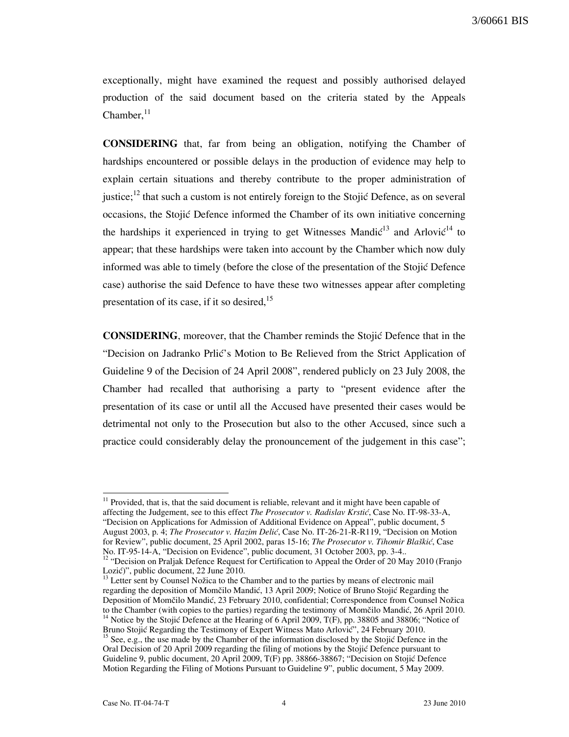exceptionally, might have examined the request and possibly authorised delayed production of the said document based on the criteria stated by the Appeals Chamber,[11]

**CONSIDERING** that, far from being an obligation, notifying the Chamber of hardships encountered or possible delays in the production of evidence may help to explain certain situations and thereby contribute to the proper administration of justice;[12] that such a custom is not entirely foreign to the Stojić Defence, as on several occasions, the Stojić Defence informed the Chamber of its own initiative concerning the hardships it experienced in trying to get Witnesses Mandić[13] and Arlović[14] to appear; that these hardships were taken into account by the Chamber which now duly informed was able to timely (before the close of the presentation of the Stojić Defence case) authorise the said Defence to have these two witnesses appear after completing presentation of its case, if it so desired,[15]

**CONSIDERING**, moreover, that the Chamber reminds the Stojić Defence that in the "Decision on Jadranko Prlić's Motion to Be Relieved from the Strict Application of Guideline 9 of the Decision of 24 April 2008", rendered publicly on 23 July 2008, the Chamber had recalled that authorising a party to "present evidence after the presentation of its case or until all the Accused have presented their cases would be detrimental not only to the Prosecution but also to the other Accused, since such a practice could considerably delay the pronouncement of the judgement in this case";

---

[11] Provided, that is, that the said document is reliable, relevant and it might have been capable of affecting the Judgement, see to this effect *The Prosecutor v. Radislav Krstić*, Case No. IT-98-33-A, "Decision on Applications for Admission of Additional Evidence on Appeal", public document, 5 August 2003, p. 4; *The Prosecutor v. Hazim Delić*, Case No. IT-26-21-R-R119, "Decision on Motion for Review", public document, 25 April 2002, paras 15-16; *The Prosecutor v. Tihomir Blaškić*, Case No. IT-95-14-A, "Decision on Evidence", public document, 31 October 2003, pp. 3-4..

[12] "Decision on Praljak Defence Request for Certification to Appeal the Order of 20 May 2010 (Franjo Lozić)", public document, 22 June 2010.

[13] Letter sent by Counsel Nožica to the Chamber and to the parties by means of electronic mail regarding the deposition of Momčilo Mandić, 13 April 2009; Notice of Bruno Stojić Regarding the Deposition of Momčilo Mandić, 23 February 2010, confidential; Correspondence from Counsel Nožica to the Chamber (with copies to the parties) regarding the testimony of Momčilo Mandić, 26 April 2010.

[14] Notice by the Stojić Defence at the Hearing of 6 April 2009, T(F), pp. 38805 and 38806; "Notice of Bruno Stojić Regarding the Testimony of Expert Witness Mato Arlović", 24 February 2010.

[15] See, e.g., the use made by the Chamber of the information disclosed by the Stojić Defence in the Oral Decision of 20 April 2009 regarding the filing of motions by the Stojić Defence pursuant to Guideline 9, public document, 20 April 2009, T(F) pp. 38866-38867; "Decision on Stojić Defence Motion Regarding the Filing of Motions Pursuant to Guideline 9", public document, 5 May 2009.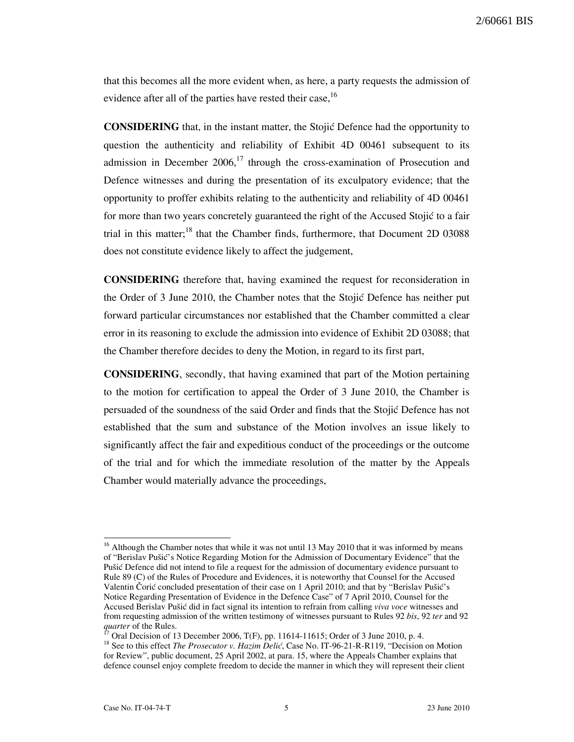that this becomes all the more evident when, as here, a party requests the admission of evidence after all of the parties have rested their case,[16]

**CONSIDERING** that, in the instant matter, the Stojić Defence had the opportunity to question the authenticity and reliability of Exhibit 4D 00461 subsequent to its admission in December 2006,[17] through the cross-examination of Prosecution and Defence witnesses and during the presentation of its exculpatory evidence; that the opportunity to proffer exhibits relating to the authenticity and reliability of 4D 00461 for more than two years concretely guaranteed the right of the Accused Stojić to a fair trial in this matter;[18] that the Chamber finds, furthermore, that Document 2D 03088 does not constitute evidence likely to affect the judgement,

**CONSIDERING** therefore that, having examined the request for reconsideration in the Order of 3 June 2010, the Chamber notes that the Stojić Defence has neither put forward particular circumstances nor established that the Chamber committed a clear error in its reasoning to exclude the admission into evidence of Exhibit 2D 03088; that the Chamber therefore decides to deny the Motion, in regard to its first part,

**CONSIDERING**, secondly, that having examined that part of the Motion pertaining to the motion for certification to appeal the Order of 3 June 2010, the Chamber is persuaded of the soundness of the said Order and finds that the Stojić Defence has not established that the sum and substance of the Motion involves an issue likely to significantly affect the fair and expeditious conduct of the proceedings or the outcome of the trial and for which the immediate resolution of the matter by the Appeals Chamber would materially advance the proceedings,

---

[16] Although the Chamber notes that while it was not until 13 May 2010 that it was informed by means of "Berislav Pušić's Notice Regarding Motion for the Admission of Documentary Evidence" that the Pušić Defence did not intend to file a request for the admission of documentary evidence pursuant to Rule 89 (C) of the Rules of Procedure and Evidences, it is noteworthy that Counsel for the Accused Valentin Ćorić concluded presentation of their case on 1 April 2010; and that by "Berislav Pušić's Notice Regarding Presentation of Evidence in the Defence Case" of 7 April 2010, Counsel for the Accused Berislav Pušić did in fact signal its intention to refrain from calling *viva voce* witnesses and from requesting admission of the written testimony of witnesses pursuant to Rules 92 *bis*, 92 *ter* and 92 *quarter* of the Rules.

[17] Oral Decision of 13 December 2006, T(F), pp. 11614-11615; Order of 3 June 2010, p. 4.

[18] See to this effect *The Prosecutor v. Hazim Delić*, Case No. IT-96-21-R-R119, "Decision on Motion for Review", public document, 25 April 2002, at para. 15, where the Appeals Chamber explains that defence counsel enjoy complete freedom to decide the manner in which they will represent their client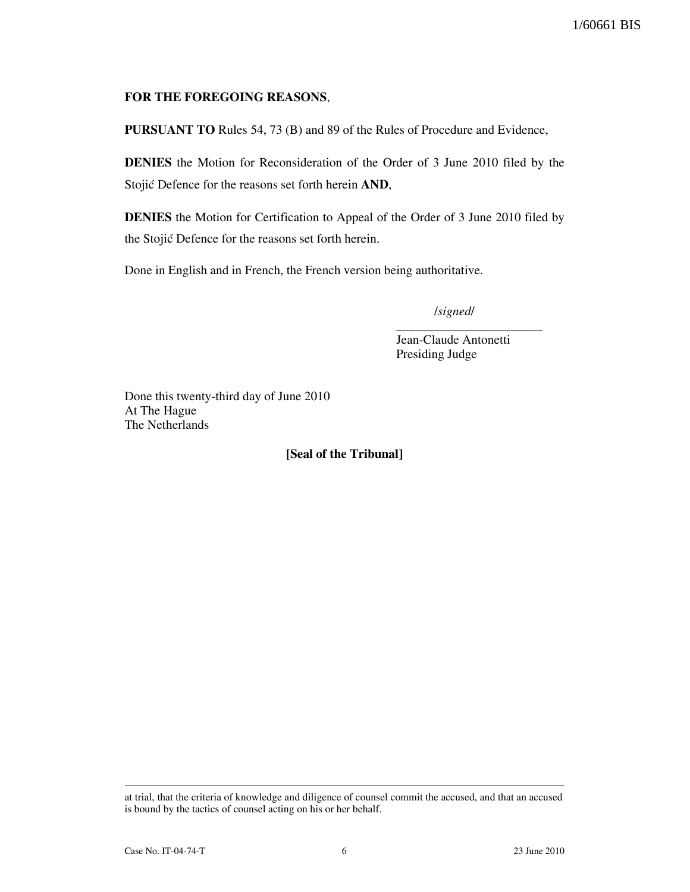**FOR THE FOREGOING REASONS**,

**PURSUANT TO** Rules 54, 73 (B) and 89 of the Rules of Procedure and Evidence,

**DENIES** the Motion for Reconsideration of the Order of 3 June 2010 filed by the Stojić Defence for the reasons set forth herein **AND**,

**DENIES** the Motion for Certification to Appeal of the Order of 3 June 2010 filed by the Stojić Defence for the reasons set forth herein.

Done in English and in French, the French version being authoritative.

/*signed*/

_______________________

Jean-Claude Antonetti
Presiding Judge

Done this twenty-third day of June 2010
At The Hague
The Netherlands

**[Seal of the Tribunal]**

---

at trial, that the criteria of knowledge and diligence of counsel commit the accused, and that an accused is bound by the tactics of counsel acting on his or her behalf.